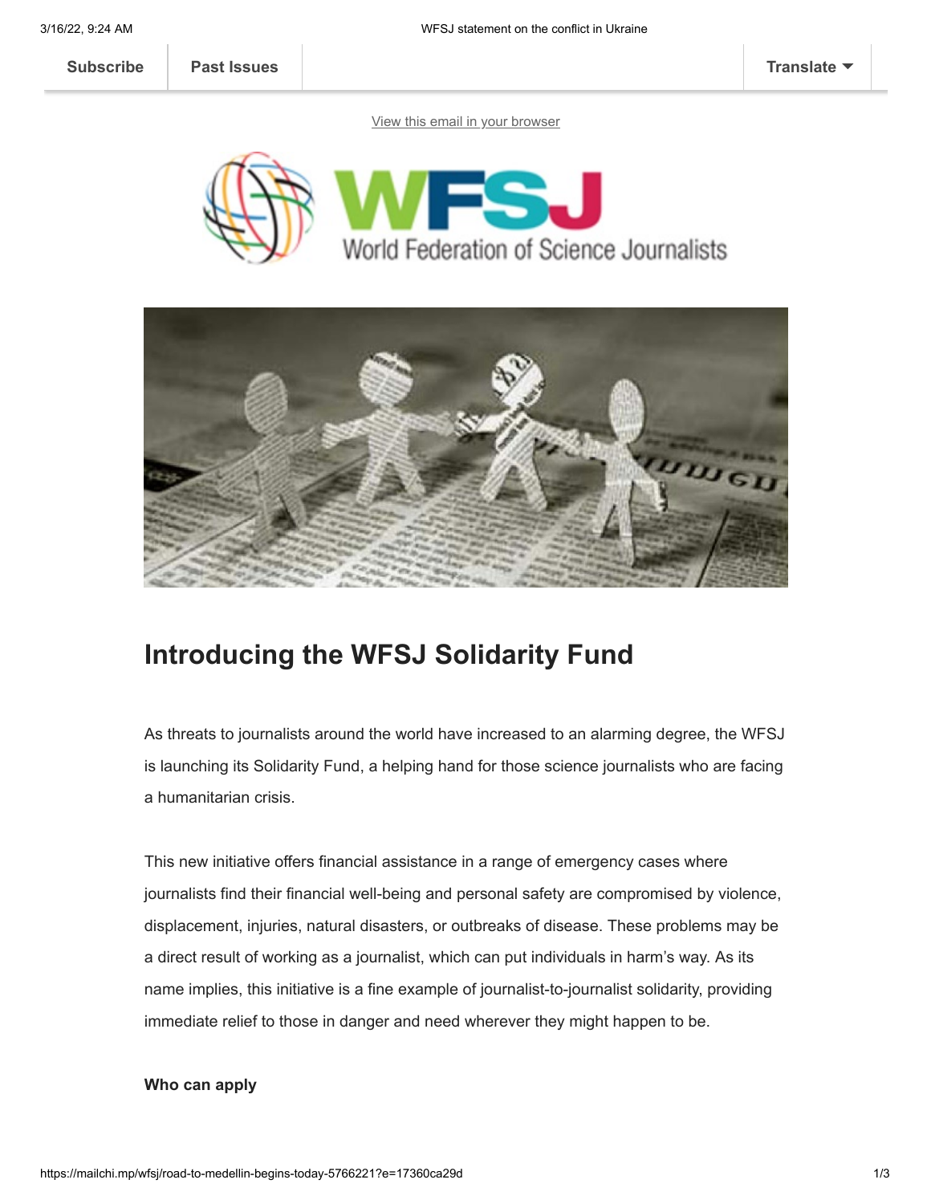Subscribe | Past Issues | Translate

View this email in your browser

World Federation of Science Journalists

## Introducing the WFSJ Solidarity Fund

As threats to journalists around the world have increased to an alarming degree, the WFSJ is launching its Solidarity Fund, a helping hand for those science journalists who are facing a humanitarian crisis.

This new initiative offers financial assistance in a range of emergency cases where journalists find their financial well-being and personal safety are compromised by violence, displacement, injuries, natural disasters, or outbreaks of disease. These problems may be a direct result of working as a journalist, which can put individuals in harm's way. As its name implies, this initiative is a fine example of journalist-to-journalist solidarity, providing immediate relief to those in danger and need wherever they might happen to be.

**Who can apply**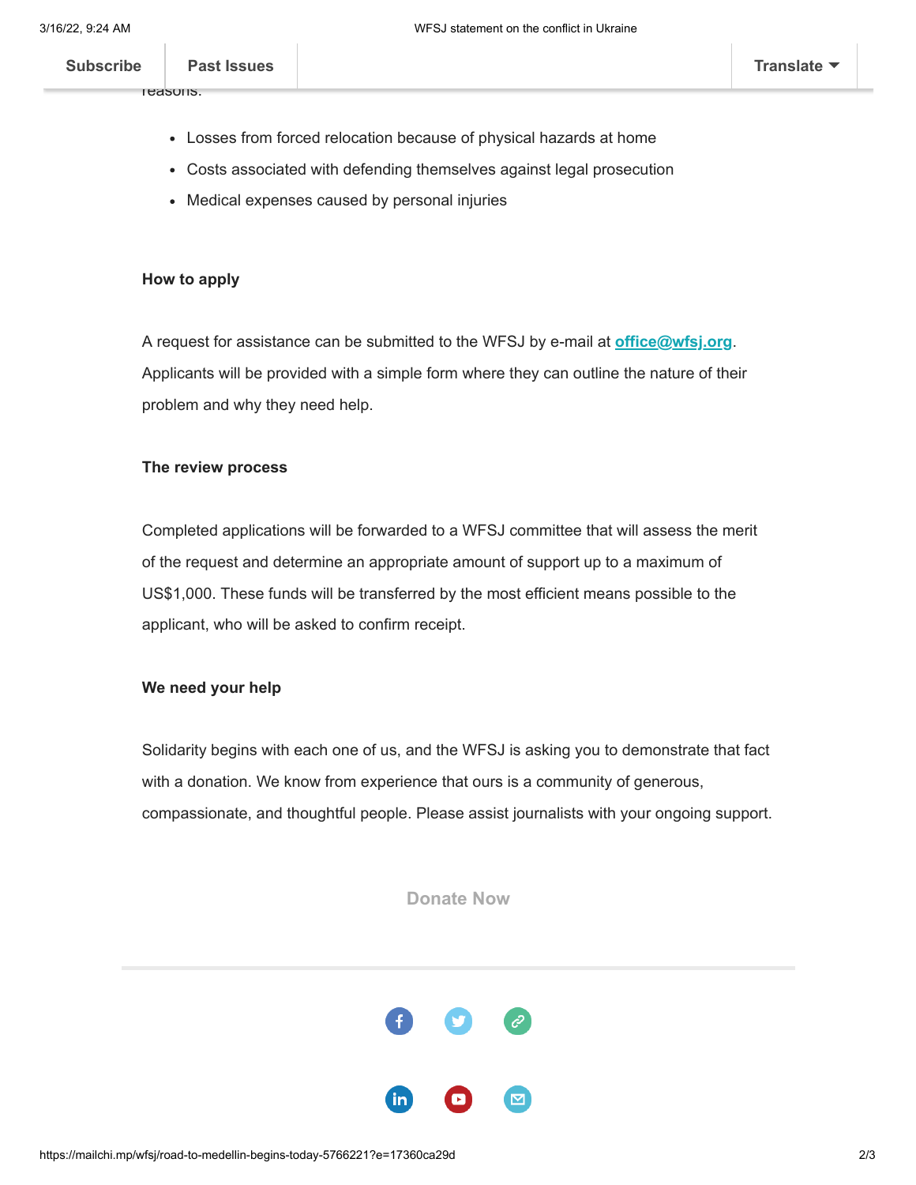reasons:

- Losses from forced relocation because of physical hazards at home
- Costs associated with defending themselves against legal prosecution
- Medical expenses caused by personal injuries

**How to apply**

A request for assistance can be submitted to the WFSJ by e-mail at office@wfsj.org. Applicants will be provided with a simple form where they can outline the nature of their problem and why they need help.

**The review process**

Completed applications will be forwarded to a WFSJ committee that will assess the merit of the request and determine an appropriate amount of support up to a maximum of US$1,000. These funds will be transferred by the most efficient means possible to the applicant, who will be asked to confirm receipt.

**We need your help**

Solidarity begins with each one of us, and the WFSJ is asking you to demonstrate that fact with a donation. We know from experience that ours is a community of generous, compassionate, and thoughtful people. Please assist journalists with your ongoing support.

Donate Now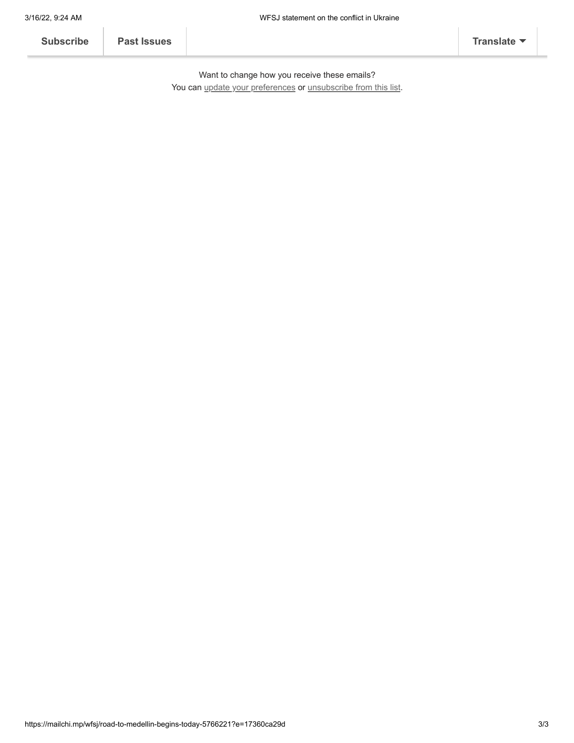Subscribe | Past Issues | Translate

Want to change how you receive these emails?
You can update your preferences or unsubscribe from this list.